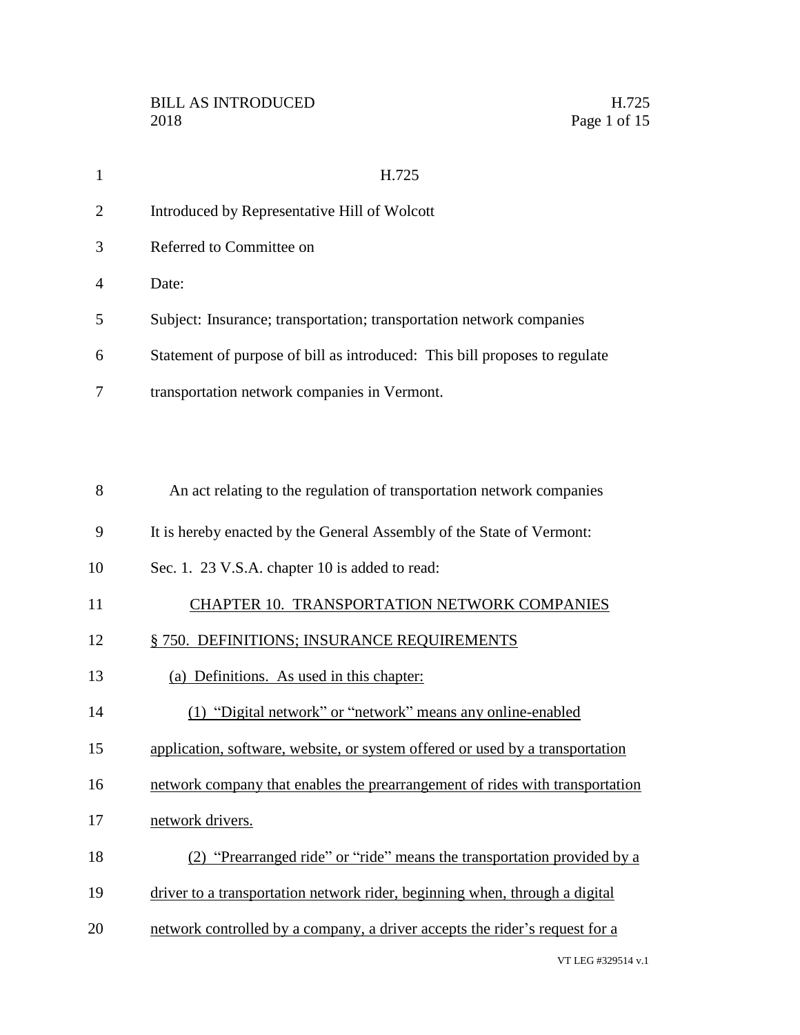H.725

Introduced by Representative Hill of Wolcott

Referred to Committee on

Date:

Subject: Insurance; transportation; transportation network companies

Statement of purpose of bill as introduced: This bill proposes to regulate transportation network companies in Vermont.

An act relating to the regulation of transportation network companies

It is hereby enacted by the General Assembly of the State of Vermont:

Sec. 1. 23 V.S.A. chapter 10 is added to read:

CHAPTER 10. TRANSPORTATION NETWORK COMPANIES

§ 750. DEFINITIONS; INSURANCE REQUIREMENTS

(a) Definitions. As used in this chapter:

(1) "Digital network" or "network" means any online-enabled application, software, website, or system offered or used by a transportation network company that enables the prearrangement of rides with transportation network drivers.

(2) "Prearranged ride" or "ride" means the transportation provided by a driver to a transportation network rider, beginning when, through a digital network controlled by a company, a driver accepts the rider's request for a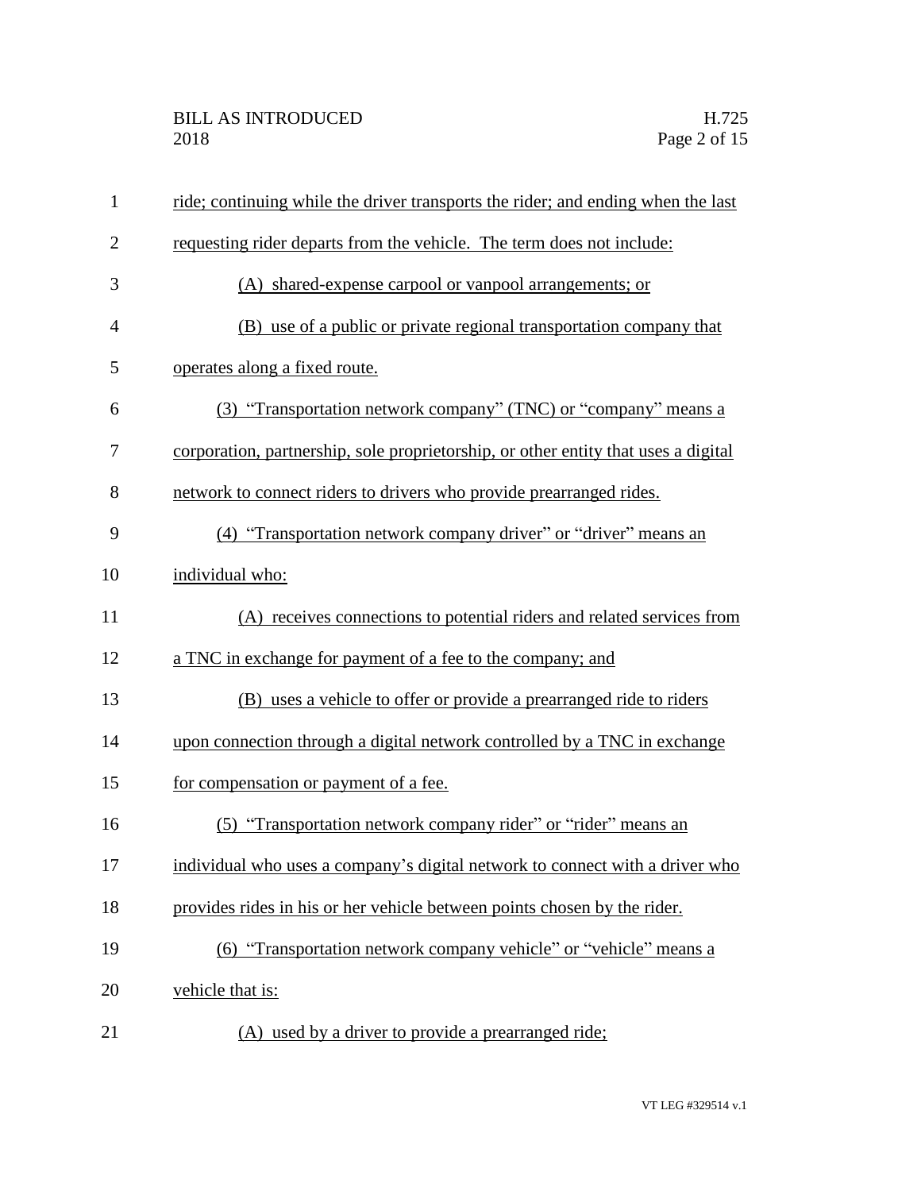ride; continuing while the driver transports the rider; and ending when the last requesting rider departs from the vehicle. The term does not include:

(A) shared-expense carpool or vanpool arrangements; or

(B) use of a public or private regional transportation company that operates along a fixed route.

(3) "Transportation network company" (TNC) or "company" means a corporation, partnership, sole proprietorship, or other entity that uses a digital network to connect riders to drivers who provide prearranged rides.

(4) "Transportation network company driver" or "driver" means an individual who:

(A) receives connections to potential riders and related services from a TNC in exchange for payment of a fee to the company; and

(B) uses a vehicle to offer or provide a prearranged ride to riders upon connection through a digital network controlled by a TNC in exchange for compensation or payment of a fee.

(5) "Transportation network company rider" or "rider" means an individual who uses a company's digital network to connect with a driver who provides rides in his or her vehicle between points chosen by the rider.

(6) "Transportation network company vehicle" or "vehicle" means a vehicle that is:

(A) used by a driver to provide a prearranged ride;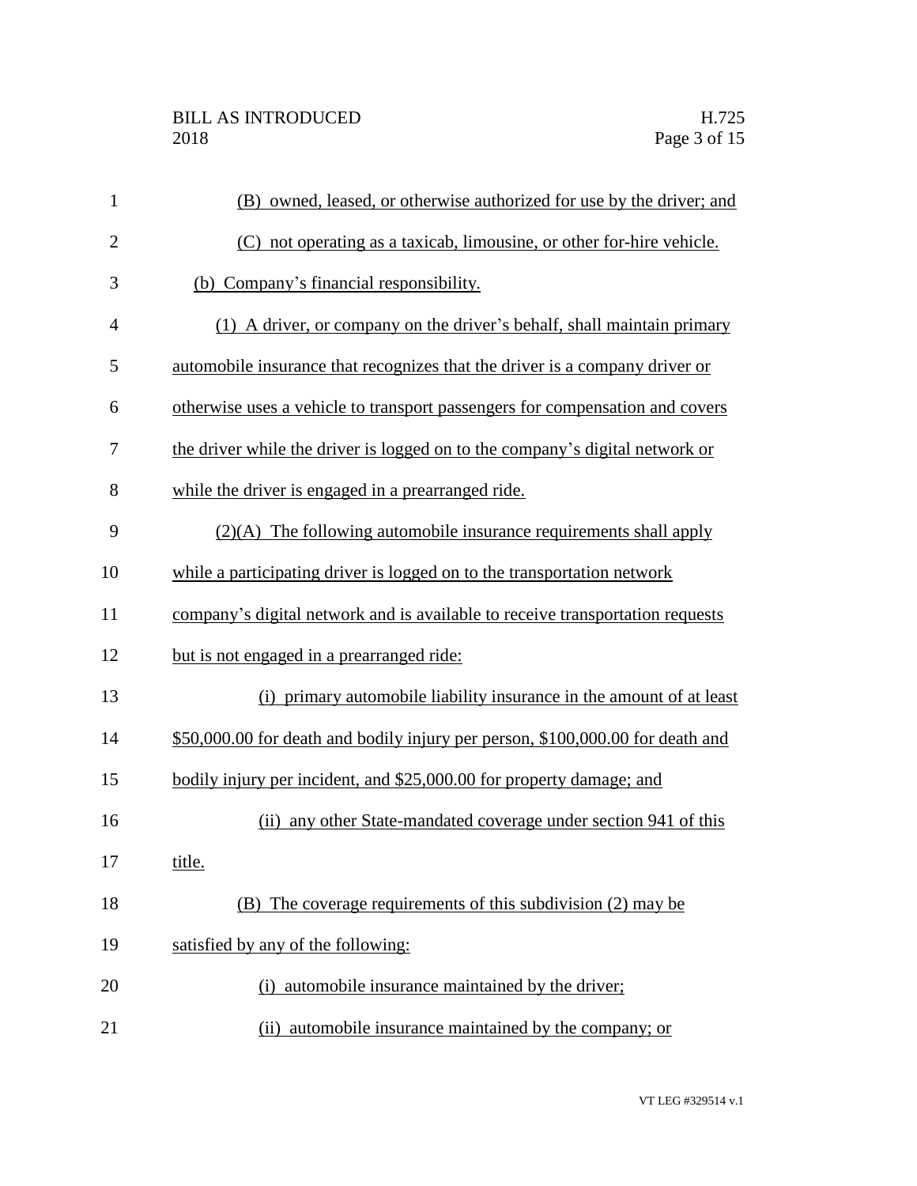(B) owned, leased, or otherwise authorized for use by the driver; and

(C) not operating as a taxicab, limousine, or other for-hire vehicle.

(b) Company's financial responsibility.

(1) A driver, or company on the driver's behalf, shall maintain primary automobile insurance that recognizes that the driver is a company driver or otherwise uses a vehicle to transport passengers for compensation and covers the driver while the driver is logged on to the company's digital network or while the driver is engaged in a prearranged ride.

(2)(A) The following automobile insurance requirements shall apply while a participating driver is logged on to the transportation network company's digital network and is available to receive transportation requests but is not engaged in a prearranged ride:

(i) primary automobile liability insurance in the amount of at least \$50,000.00 for death and bodily injury per person, \$100,000.00 for death and bodily injury per incident, and \$25,000.00 for property damage; and

(ii) any other State-mandated coverage under section 941 of this title.

(B) The coverage requirements of this subdivision (2) may be satisfied by any of the following:

(i) automobile insurance maintained by the driver;

(ii) automobile insurance maintained by the company; or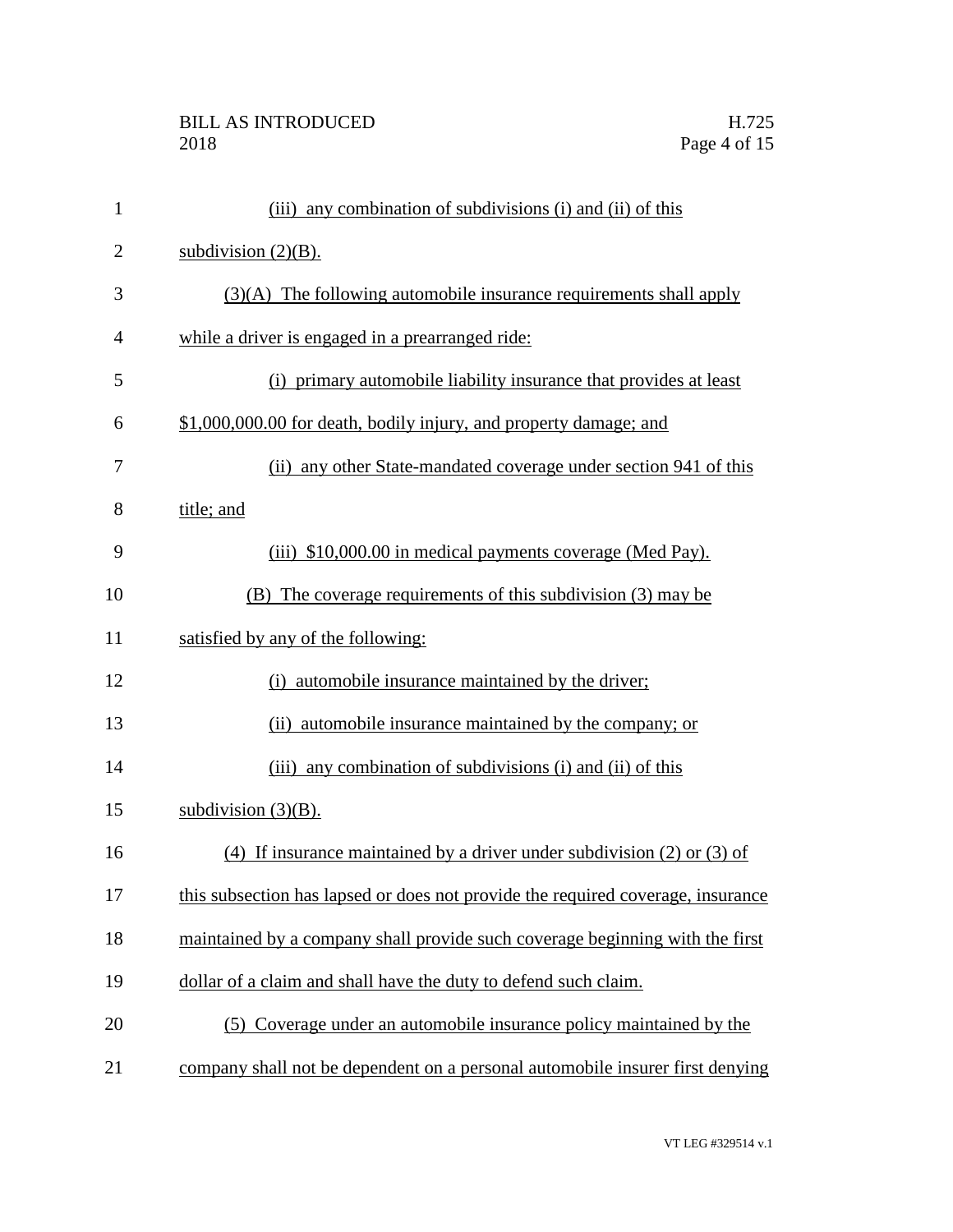(iii) any combination of subdivisions (i) and (ii) of this subdivision (2)(B).

(3)(A) The following automobile insurance requirements shall apply while a driver is engaged in a prearranged ride:

(i) primary automobile liability insurance that provides at least $1,000,000.00 for death, bodily injury, and property damage; and

(ii) any other State-mandated coverage under section 941 of this title; and

(iii) $10,000.00 in medical payments coverage (Med Pay).

(B) The coverage requirements of this subdivision (3) may be satisfied by any of the following:

(i) automobile insurance maintained by the driver;

(ii) automobile insurance maintained by the company; or

(iii) any combination of subdivisions (i) and (ii) of this subdivision (3)(B).

(4) If insurance maintained by a driver under subdivision (2) or (3) of this subsection has lapsed or does not provide the required coverage, insurance maintained by a company shall provide such coverage beginning with the first dollar of a claim and shall have the duty to defend such claim.

(5) Coverage under an automobile insurance policy maintained by the company shall not be dependent on a personal automobile insurer first denying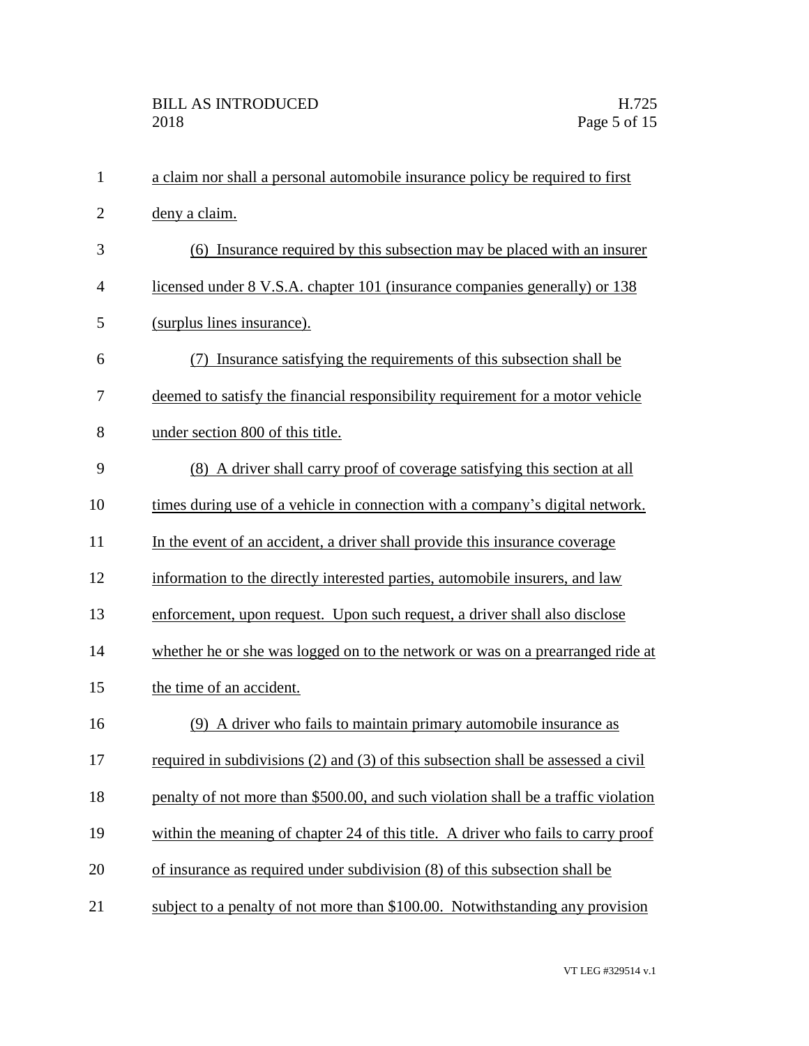a claim nor shall a personal automobile insurance policy be required to first deny a claim.

(6) Insurance required by this subsection may be placed with an insurer licensed under 8 V.S.A. chapter 101 (insurance companies generally) or 138 (surplus lines insurance).

(7) Insurance satisfying the requirements of this subsection shall be deemed to satisfy the financial responsibility requirement for a motor vehicle under section 800 of this title.

(8) A driver shall carry proof of coverage satisfying this section at all times during use of a vehicle in connection with a company's digital network. In the event of an accident, a driver shall provide this insurance coverage information to the directly interested parties, automobile insurers, and law enforcement, upon request. Upon such request, a driver shall also disclose whether he or she was logged on to the network or was on a prearranged ride at the time of an accident.

(9) A driver who fails to maintain primary automobile insurance as required in subdivisions (2) and (3) of this subsection shall be assessed a civil penalty of not more than $500.00, and such violation shall be a traffic violation within the meaning of chapter 24 of this title. A driver who fails to carry proof of insurance as required under subdivision (8) of this subsection shall be subject to a penalty of not more than $100.00. Notwithstanding any provision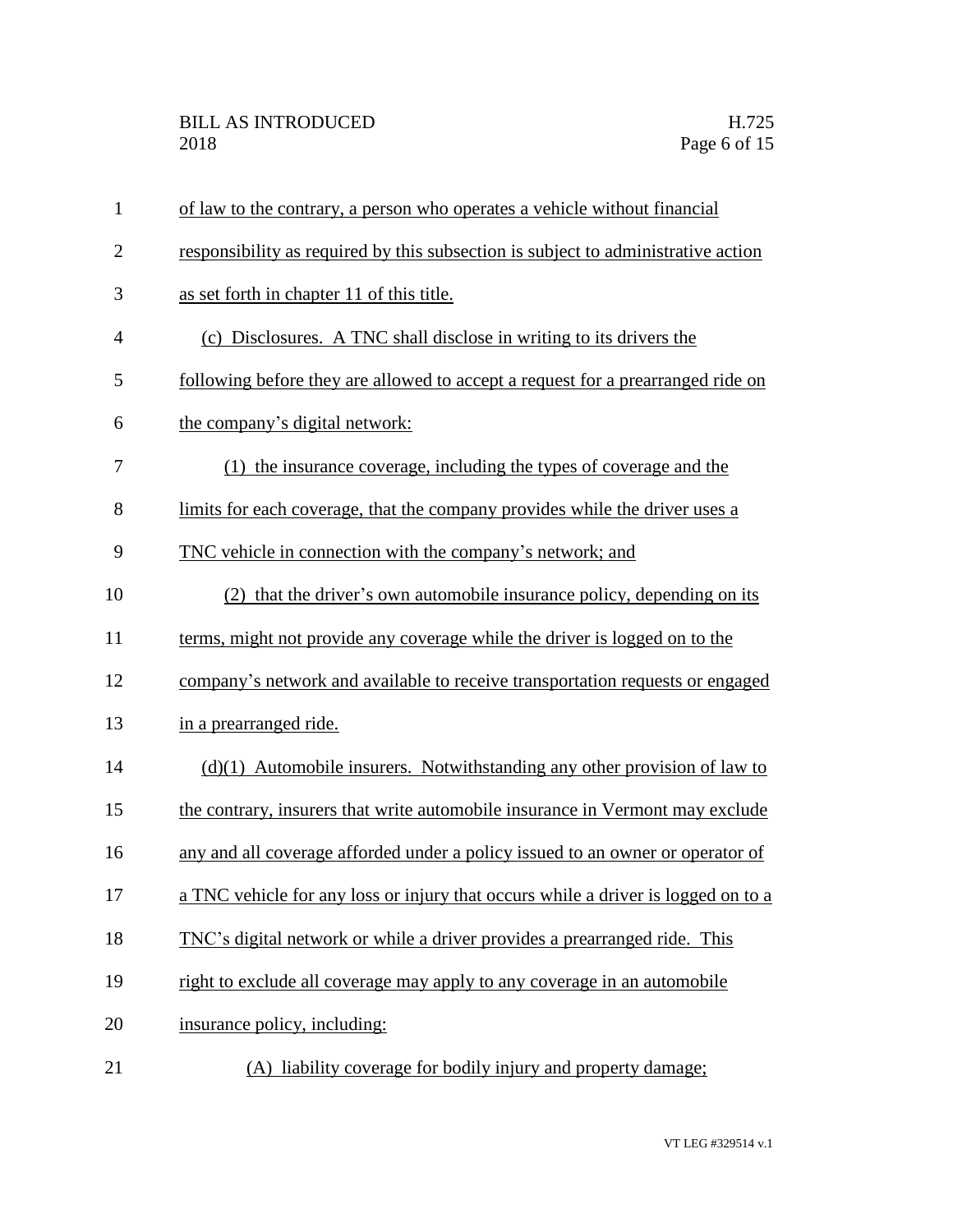of law to the contrary, a person who operates a vehicle without financial responsibility as required by this subsection is subject to administrative action as set forth in chapter 11 of this title.

(c) Disclosures. A TNC shall disclose in writing to its drivers the following before they are allowed to accept a request for a prearranged ride on the company's digital network:

(1) the insurance coverage, including the types of coverage and the limits for each coverage, that the company provides while the driver uses a TNC vehicle in connection with the company's network; and

(2) that the driver's own automobile insurance policy, depending on its terms, might not provide any coverage while the driver is logged on to the company's network and available to receive transportation requests or engaged in a prearranged ride.

(d)(1) Automobile insurers. Notwithstanding any other provision of law to the contrary, insurers that write automobile insurance in Vermont may exclude any and all coverage afforded under a policy issued to an owner or operator of a TNC vehicle for any loss or injury that occurs while a driver is logged on to a TNC's digital network or while a driver provides a prearranged ride. This right to exclude all coverage may apply to any coverage in an automobile insurance policy, including:

(A) liability coverage for bodily injury and property damage;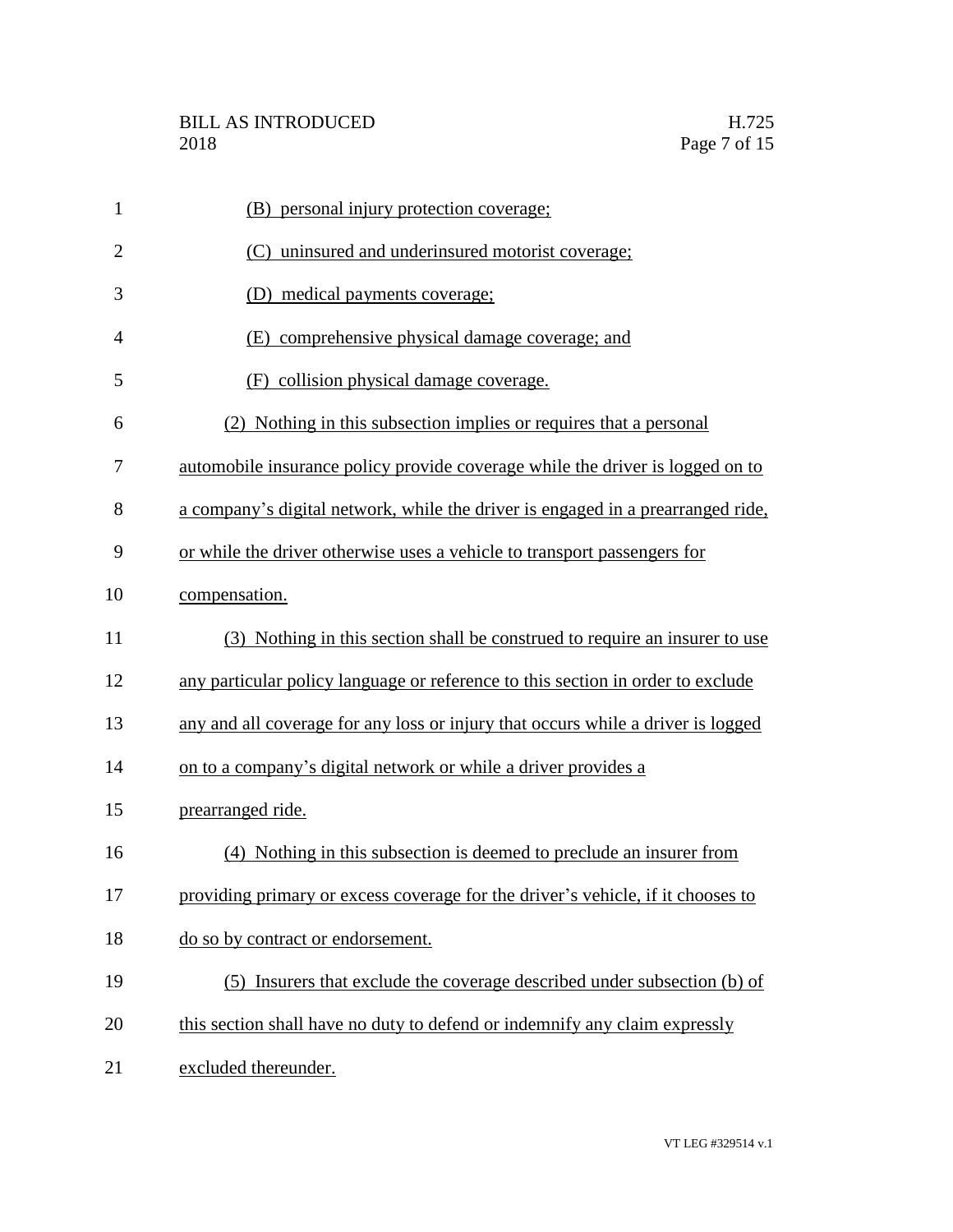(B) personal injury protection coverage;

(C) uninsured and underinsured motorist coverage;

(D) medical payments coverage;

(E) comprehensive physical damage coverage; and

(F) collision physical damage coverage.

(2) Nothing in this subsection implies or requires that a personal automobile insurance policy provide coverage while the driver is logged on to a company's digital network, while the driver is engaged in a prearranged ride, or while the driver otherwise uses a vehicle to transport passengers for compensation.

(3) Nothing in this section shall be construed to require an insurer to use any particular policy language or reference to this section in order to exclude any and all coverage for any loss or injury that occurs while a driver is logged on to a company's digital network or while a driver provides a prearranged ride.

(4) Nothing in this subsection is deemed to preclude an insurer from providing primary or excess coverage for the driver's vehicle, if it chooses to do so by contract or endorsement.

(5) Insurers that exclude the coverage described under subsection (b) of this section shall have no duty to defend or indemnify any claim expressly excluded thereunder.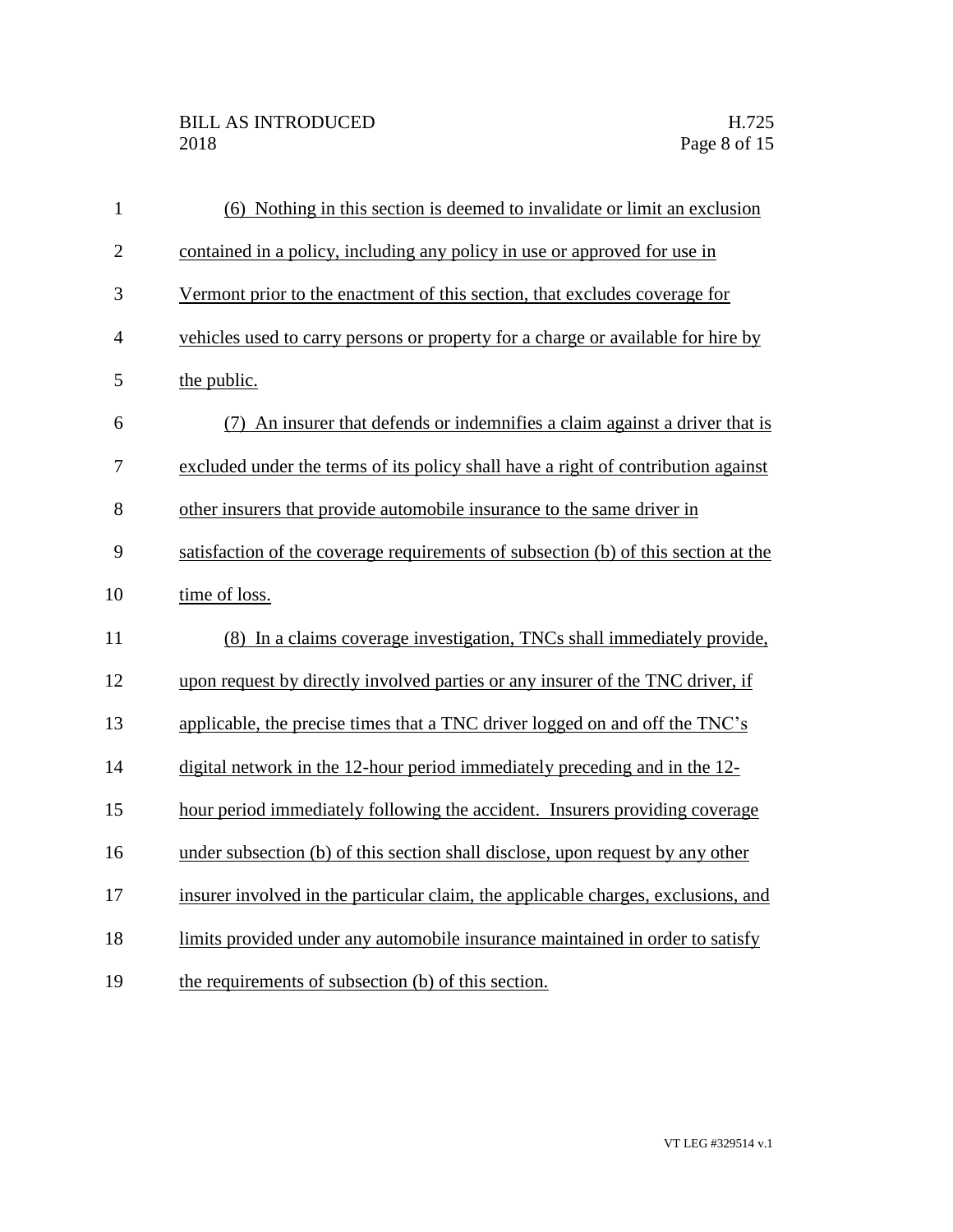(6) Nothing in this section is deemed to invalidate or limit an exclusion contained in a policy, including any policy in use or approved for use in Vermont prior to the enactment of this section, that excludes coverage for vehicles used to carry persons or property for a charge or available for hire by the public.

(7) An insurer that defends or indemnifies a claim against a driver that is excluded under the terms of its policy shall have a right of contribution against other insurers that provide automobile insurance to the same driver in satisfaction of the coverage requirements of subsection (b) of this section at the time of loss.

(8) In a claims coverage investigation, TNCs shall immediately provide, upon request by directly involved parties or any insurer of the TNC driver, if applicable, the precise times that a TNC driver logged on and off the TNC's digital network in the 12-hour period immediately preceding and in the 12-hour period immediately following the accident. Insurers providing coverage under subsection (b) of this section shall disclose, upon request by any other insurer involved in the particular claim, the applicable charges, exclusions, and limits provided under any automobile insurance maintained in order to satisfy the requirements of subsection (b) of this section.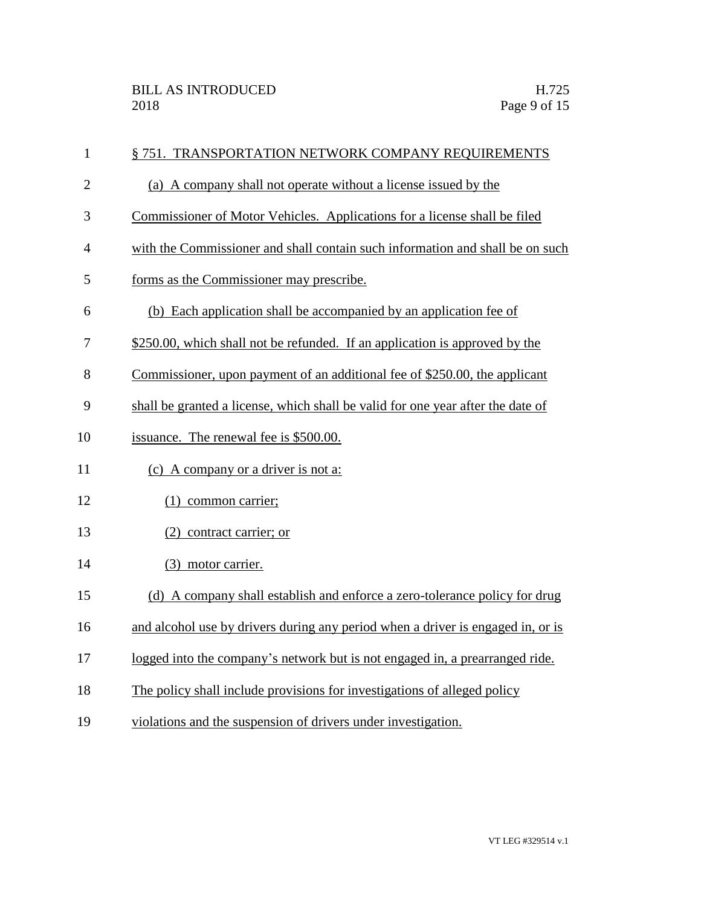§ 751. TRANSPORTATION NETWORK COMPANY REQUIREMENTS

(a) A company shall not operate without a license issued by the Commissioner of Motor Vehicles. Applications for a license shall be filed with the Commissioner and shall contain such information and shall be on such forms as the Commissioner may prescribe.

(b) Each application shall be accompanied by an application fee of $250.00, which shall not be refunded. If an application is approved by the Commissioner, upon payment of an additional fee of $250.00, the applicant shall be granted a license, which shall be valid for one year after the date of issuance. The renewal fee is $500.00.

(c) A company or a driver is not a:

(1) common carrier;

(2) contract carrier; or

(3) motor carrier.

(d) A company shall establish and enforce a zero-tolerance policy for drug and alcohol use by drivers during any period when a driver is engaged in, or is logged into the company's network but is not engaged in, a prearranged ride. The policy shall include provisions for investigations of alleged policy violations and the suspension of drivers under investigation.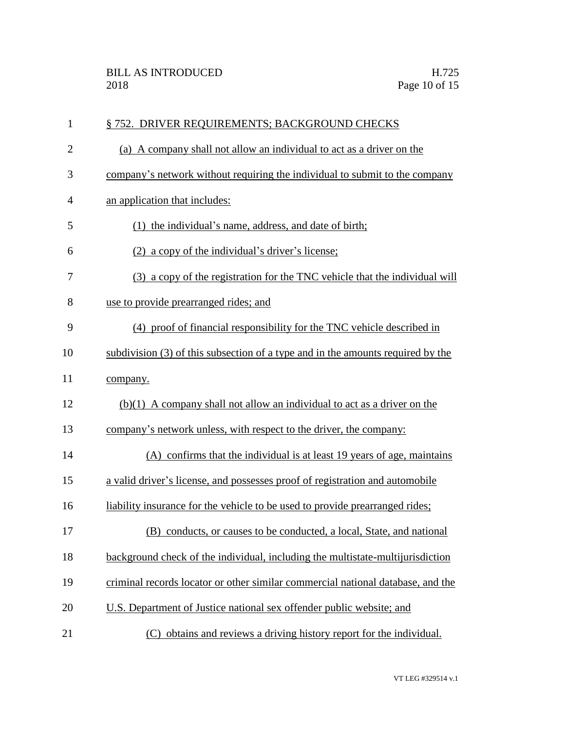§ 752. DRIVER REQUIREMENTS; BACKGROUND CHECKS

(a) A company shall not allow an individual to act as a driver on the company's network without requiring the individual to submit to the company an application that includes:

(1) the individual's name, address, and date of birth;

(2) a copy of the individual's driver's license;

(3) a copy of the registration for the TNC vehicle that the individual will use to provide prearranged rides; and

(4) proof of financial responsibility for the TNC vehicle described in subdivision (3) of this subsection of a type and in the amounts required by the company.

(b)(1) A company shall not allow an individual to act as a driver on the company's network unless, with respect to the driver, the company:

(A) confirms that the individual is at least 19 years of age, maintains a valid driver's license, and possesses proof of registration and automobile liability insurance for the vehicle to be used to provide prearranged rides;

(B) conducts, or causes to be conducted, a local, State, and national background check of the individual, including the multistate-multijurisdiction criminal records locator or other similar commercial national database, and the U.S. Department of Justice national sex offender public website; and

(C) obtains and reviews a driving history report for the individual.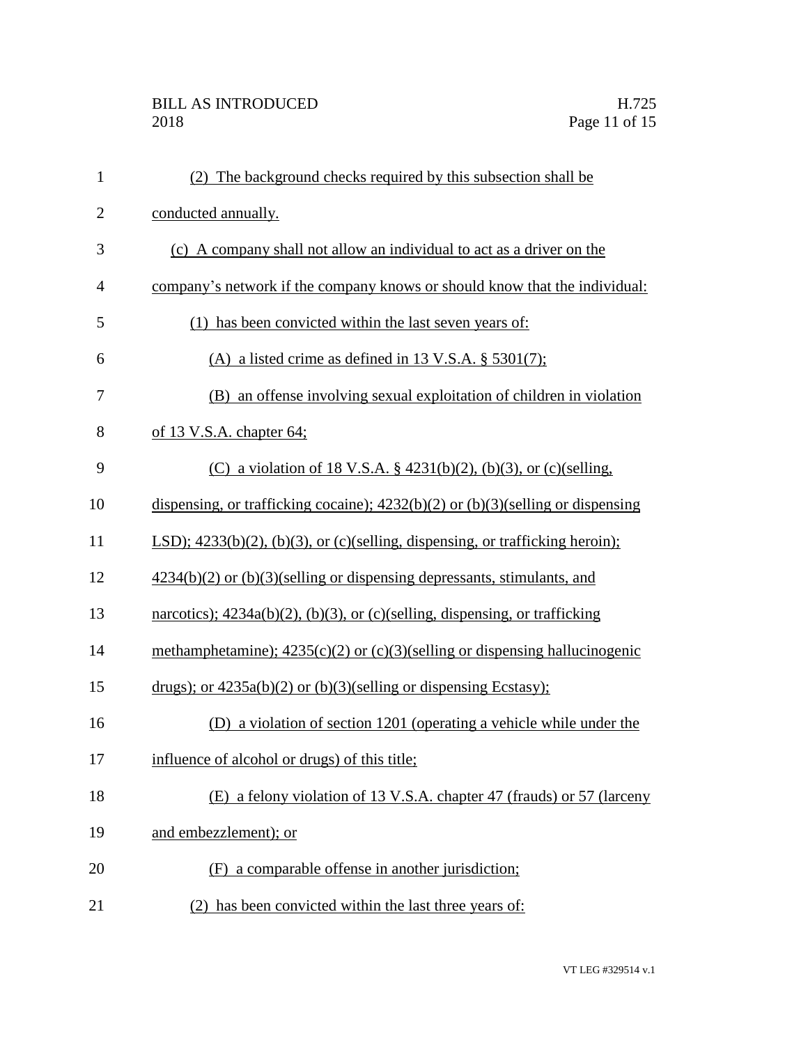(2) The background checks required by this subsection shall be conducted annually.

(c) A company shall not allow an individual to act as a driver on the company's network if the company knows or should know that the individual:

(1) has been convicted within the last seven years of:

(A) a listed crime as defined in 13 V.S.A. § 5301(7);

(B) an offense involving sexual exploitation of children in violation of 13 V.S.A. chapter 64;

(C) a violation of 18 V.S.A. § 4231(b)(2), (b)(3), or (c)(selling, dispensing, or trafficking cocaine); 4232(b)(2) or (b)(3)(selling or dispensing LSD); 4233(b)(2), (b)(3), or (c)(selling, dispensing, or trafficking heroin); 4234(b)(2) or (b)(3)(selling or dispensing depressants, stimulants, and narcotics); 4234a(b)(2), (b)(3), or (c)(selling, dispensing, or trafficking methamphetamine); 4235(c)(2) or (c)(3)(selling or dispensing hallucinogenic drugs); or 4235a(b)(2) or (b)(3)(selling or dispensing Ecstasy);

(D) a violation of section 1201 (operating a vehicle while under the influence of alcohol or drugs) of this title;

(E) a felony violation of 13 V.S.A. chapter 47 (frauds) or 57 (larceny and embezzlement); or

(F) a comparable offense in another jurisdiction;

(2) has been convicted within the last three years of: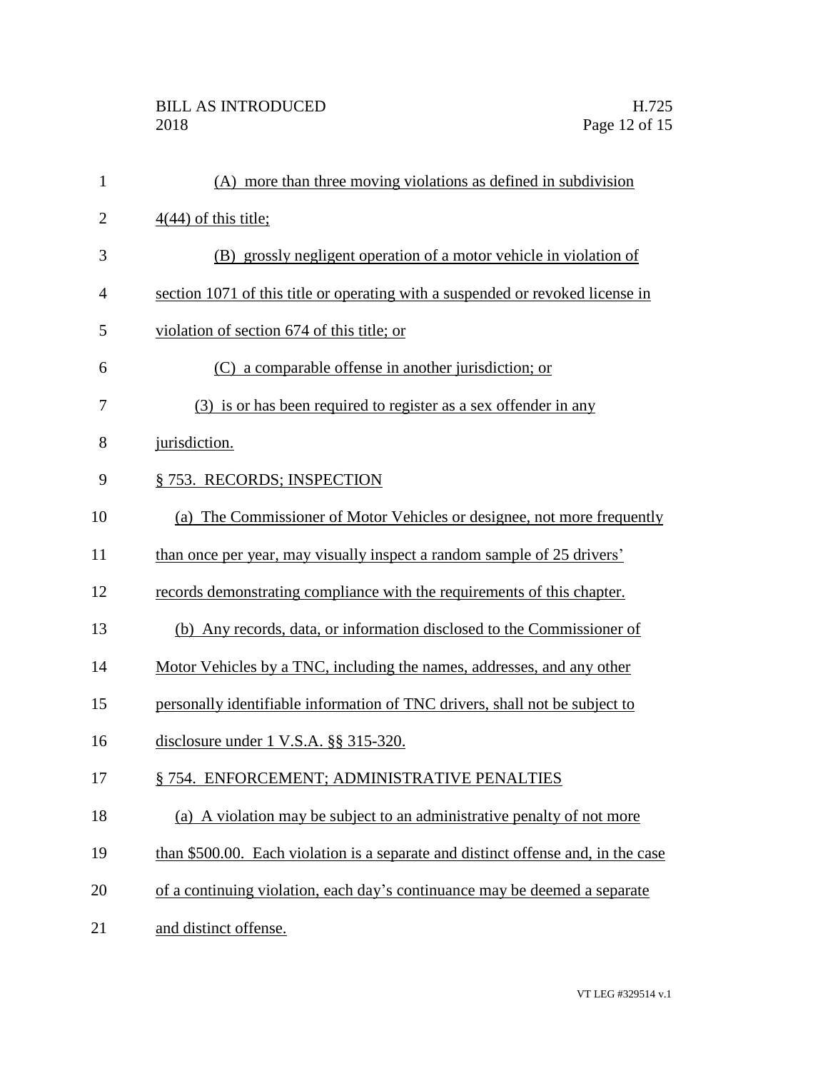(A) more than three moving violations as defined in subdivision 4(44) of this title;

(B) grossly negligent operation of a motor vehicle in violation of section 1071 of this title or operating with a suspended or revoked license in violation of section 674 of this title; or

(C) a comparable offense in another jurisdiction; or

(3) is or has been required to register as a sex offender in any jurisdiction.

§ 753. RECORDS; INSPECTION

(a) The Commissioner of Motor Vehicles or designee, not more frequently than once per year, may visually inspect a random sample of 25 drivers' records demonstrating compliance with the requirements of this chapter.

(b) Any records, data, or information disclosed to the Commissioner of Motor Vehicles by a TNC, including the names, addresses, and any other personally identifiable information of TNC drivers, shall not be subject to disclosure under 1 V.S.A. §§ 315-320.

§ 754. ENFORCEMENT; ADMINISTRATIVE PENALTIES

(a) A violation may be subject to an administrative penalty of not more than $500.00. Each violation is a separate and distinct offense and, in the case of a continuing violation, each day's continuance may be deemed a separate and distinct offense.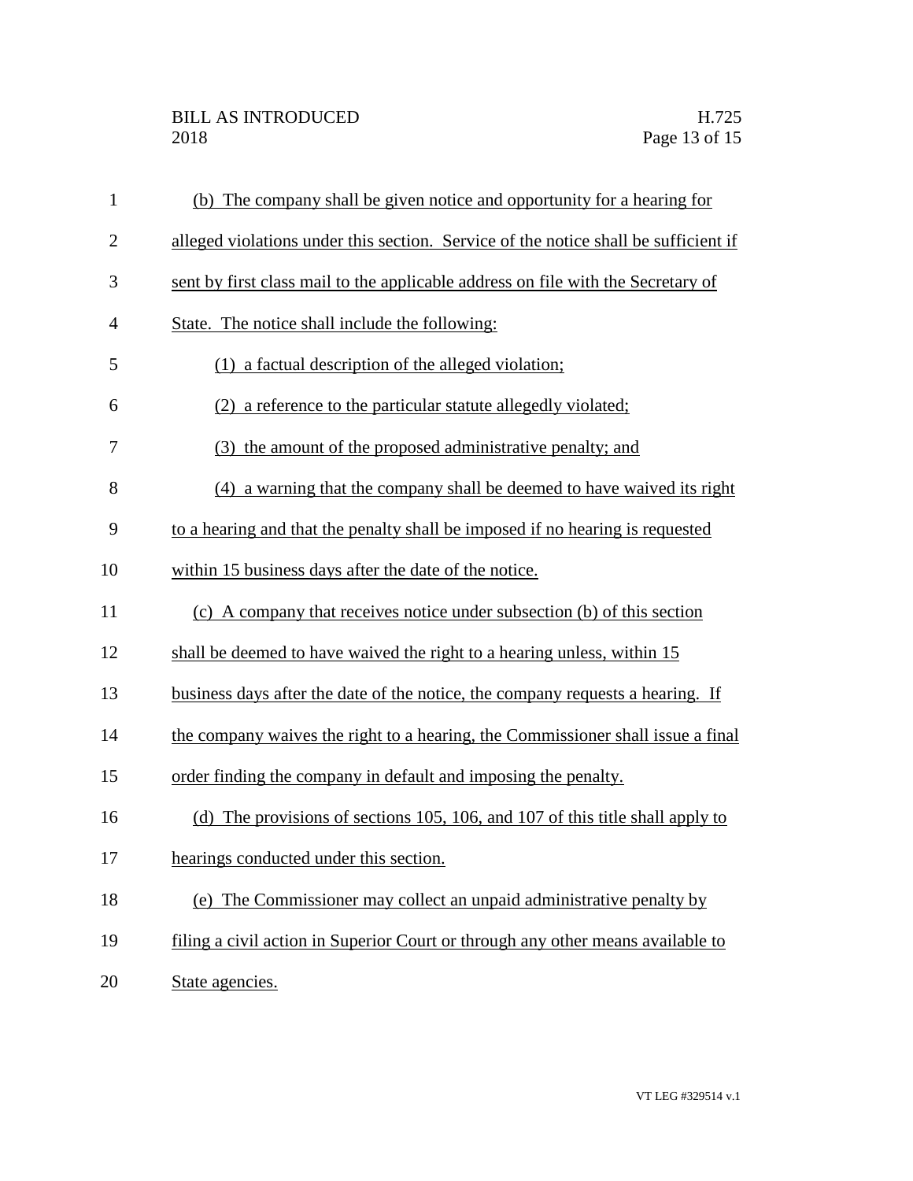(b) The company shall be given notice and opportunity for a hearing for alleged violations under this section. Service of the notice shall be sufficient if sent by first class mail to the applicable address on file with the Secretary of State. The notice shall include the following:

(1) a factual description of the alleged violation;

(2) a reference to the particular statute allegedly violated;

(3) the amount of the proposed administrative penalty; and

(4) a warning that the company shall be deemed to have waived its right to a hearing and that the penalty shall be imposed if no hearing is requested within 15 business days after the date of the notice.

(c) A company that receives notice under subsection (b) of this section shall be deemed to have waived the right to a hearing unless, within 15 business days after the date of the notice, the company requests a hearing. If the company waives the right to a hearing, the Commissioner shall issue a final order finding the company in default and imposing the penalty.

(d) The provisions of sections 105, 106, and 107 of this title shall apply to hearings conducted under this section.

(e) The Commissioner may collect an unpaid administrative penalty by filing a civil action in Superior Court or through any other means available to State agencies.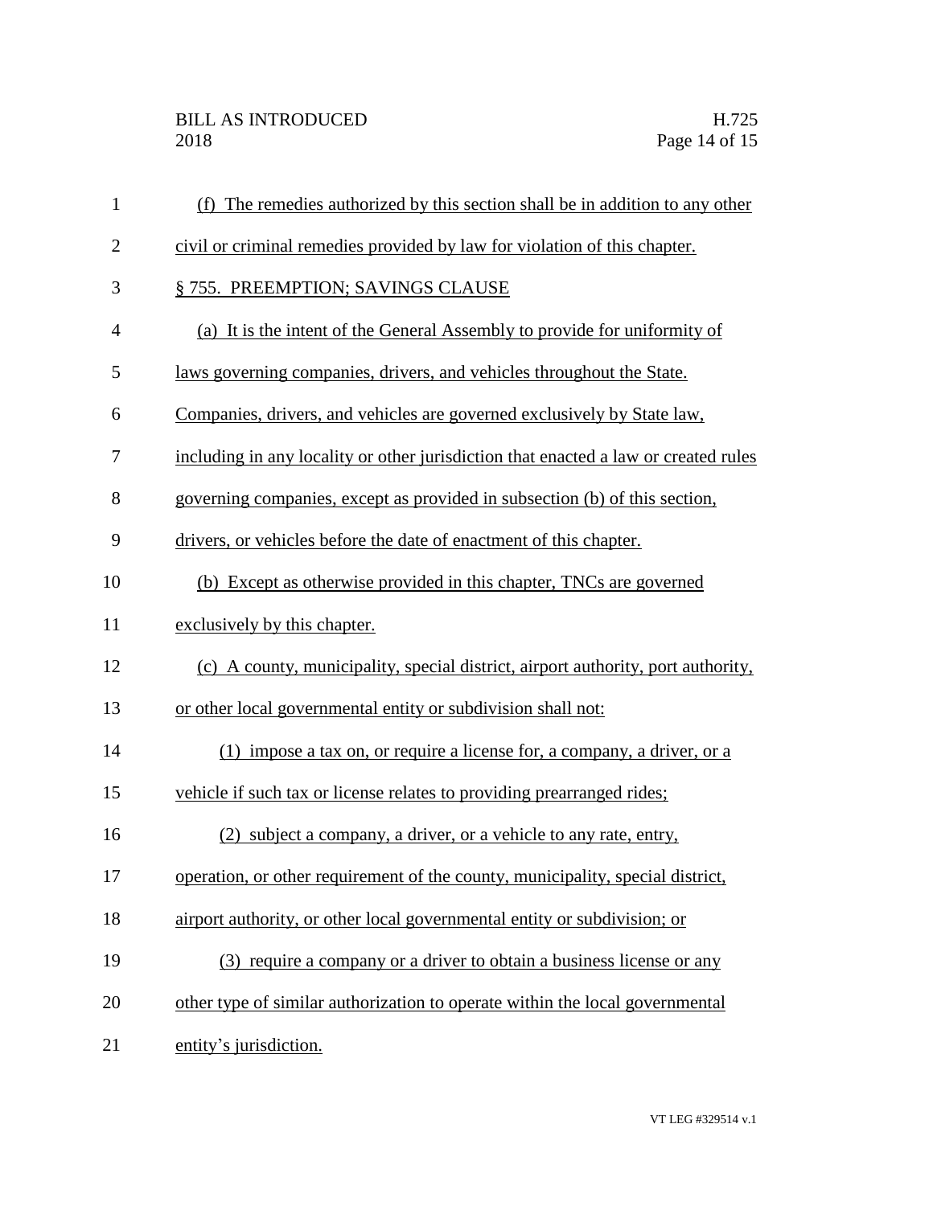(f) The remedies authorized by this section shall be in addition to any other civil or criminal remedies provided by law for violation of this chapter.

§ 755. PREEMPTION; SAVINGS CLAUSE

(a) It is the intent of the General Assembly to provide for uniformity of laws governing companies, drivers, and vehicles throughout the State. Companies, drivers, and vehicles are governed exclusively by State law, including in any locality or other jurisdiction that enacted a law or created rules governing companies, except as provided in subsection (b) of this section, drivers, or vehicles before the date of enactment of this chapter.

(b) Except as otherwise provided in this chapter, TNCs are governed exclusively by this chapter.

(c) A county, municipality, special district, airport authority, port authority, or other local governmental entity or subdivision shall not:

(1) impose a tax on, or require a license for, a company, a driver, or a vehicle if such tax or license relates to providing prearranged rides;

(2) subject a company, a driver, or a vehicle to any rate, entry, operation, or other requirement of the county, municipality, special district, airport authority, or other local governmental entity or subdivision; or

(3) require a company or a driver to obtain a business license or any other type of similar authorization to operate within the local governmental entity's jurisdiction.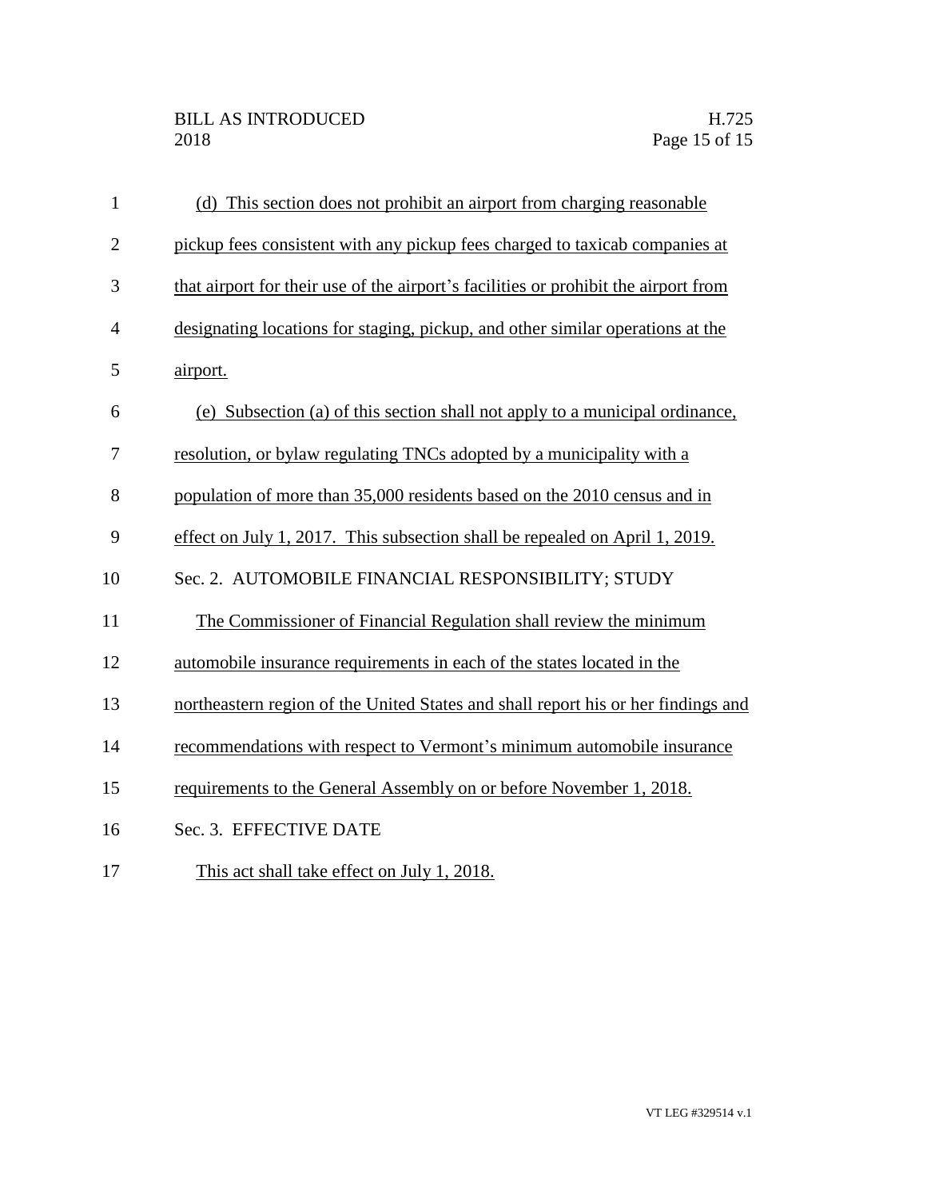(d) This section does not prohibit an airport from charging reasonable pickup fees consistent with any pickup fees charged to taxicab companies at that airport for their use of the airport's facilities or prohibit the airport from designating locations for staging, pickup, and other similar operations at the airport.

(e) Subsection (a) of this section shall not apply to a municipal ordinance, resolution, or bylaw regulating TNCs adopted by a municipality with a population of more than 35,000 residents based on the 2010 census and in effect on July 1, 2017. This subsection shall be repealed on April 1, 2019.

Sec. 2. AUTOMOBILE FINANCIAL RESPONSIBILITY; STUDY

The Commissioner of Financial Regulation shall review the minimum automobile insurance requirements in each of the states located in the northeastern region of the United States and shall report his or her findings and recommendations with respect to Vermont's minimum automobile insurance requirements to the General Assembly on or before November 1, 2018.

Sec. 3. EFFECTIVE DATE

This act shall take effect on July 1, 2018.